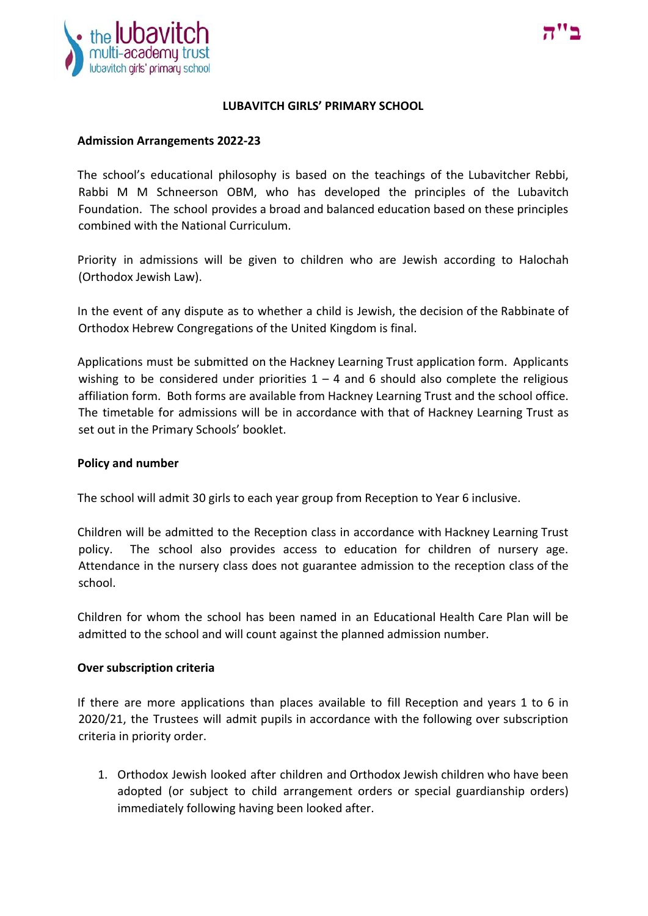# LUBAVITCH GIRLS' PRIMARY SCHOOL

## Admission Arrangements 2022-23

The school's educational philosophy is based on the teachings of the Lubavitcher Rebbi, Rabbi M M Schneerson OBM, who has developed the principles of the Lubavitch Foundation. The school provides a broad and balanced education based on these principles combined with the National Curriculum.

Priority in admissions will be given to children who are Jewish according to Halochah (Orthodox Jewish Law).

In the event of any dispute as to whether a child is Jewish, the decision of the Rabbinate of Orthodox Hebrew Congregations of the United Kingdom is final.

Applications must be submitted on the Hackney Learning Trust application form. Applicants wishing to be considered under priorities 1 – 4 and 6 should also complete the religious affiliation form. Both forms are available from Hackney Learning Trust and the school office. The timetable for admissions will be in accordance with that of Hackney Learning Trust as set out in the Primary Schools' booklet.

## Policy and number

The school will admit 30 girls to each year group from Reception to Year 6 inclusive.

Children will be admitted to the Reception class in accordance with Hackney Learning Trust policy. The school also provides access to education for children of nursery age. Attendance in the nursery class does not guarantee admission to the reception class of the school.

Children for whom the school has been named in an Educational Health Care Plan will be admitted to the school and will count against the planned admission number.

## Over subscription criteria

If there are more applications than places available to fill Reception and years 1 to 6 in 2020/21, the Trustees will admit pupils in accordance with the following over subscription criteria in priority order.

1. Orthodox Jewish looked after children and Orthodox Jewish children who have been adopted (or subject to child arrangement orders or special guardianship orders) immediately following having been looked after.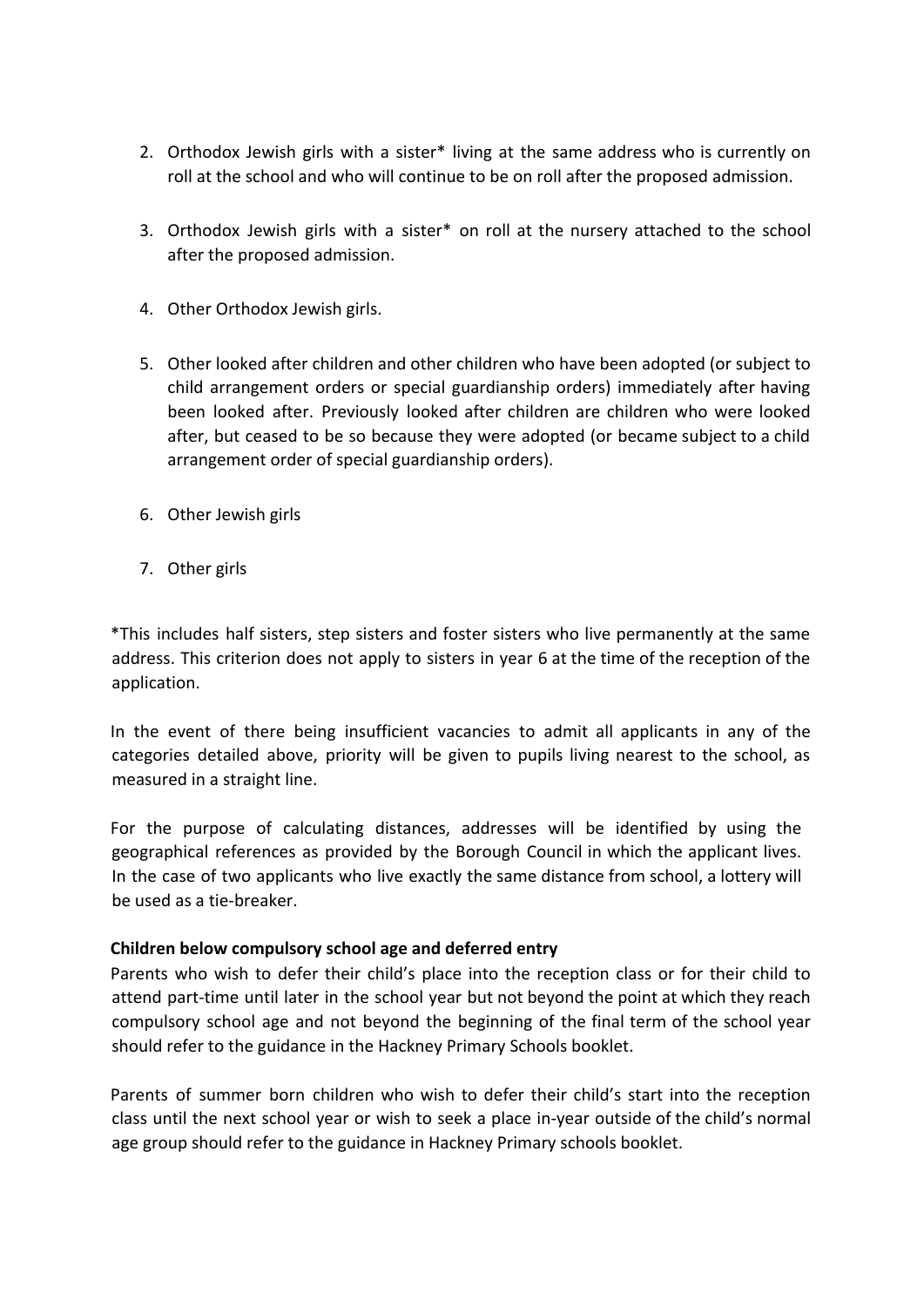2. Orthodox Jewish girls with a sister* living at the same address who is currently on roll at the school and who will continue to be on roll after the proposed admission.

3. Orthodox Jewish girls with a sister* on roll at the nursery attached to the school after the proposed admission.

4. Other Orthodox Jewish girls.

5. Other looked after children and other children who have been adopted (or subject to child arrangement orders or special guardianship orders) immediately after having been looked after. Previously looked after children are children who were looked after, but ceased to be so because they were adopted (or became subject to a child arrangement order of special guardianship orders).

6. Other Jewish girls

7. Other girls

*This includes half sisters, step sisters and foster sisters who live permanently at the same address. This criterion does not apply to sisters in year 6 at the time of the reception of the application.

In the event of there being insufficient vacancies to admit all applicants in any of the categories detailed above, priority will be given to pupils living nearest to the school, as measured in a straight line.

For the purpose of calculating distances, addresses will be identified by using the geographical references as provided by the Borough Council in which the applicant lives. In the case of two applicants who live exactly the same distance from school, a lottery will be used as a tie-breaker.

**Children below compulsory school age and deferred entry**

Parents who wish to defer their child's place into the reception class or for their child to attend part-time until later in the school year but not beyond the point at which they reach compulsory school age and not beyond the beginning of the final term of the school year should refer to the guidance in the Hackney Primary Schools booklet.

Parents of summer born children who wish to defer their child's start into the reception class until the next school year or wish to seek a place in-year outside of the child's normal age group should refer to the guidance in Hackney Primary schools booklet.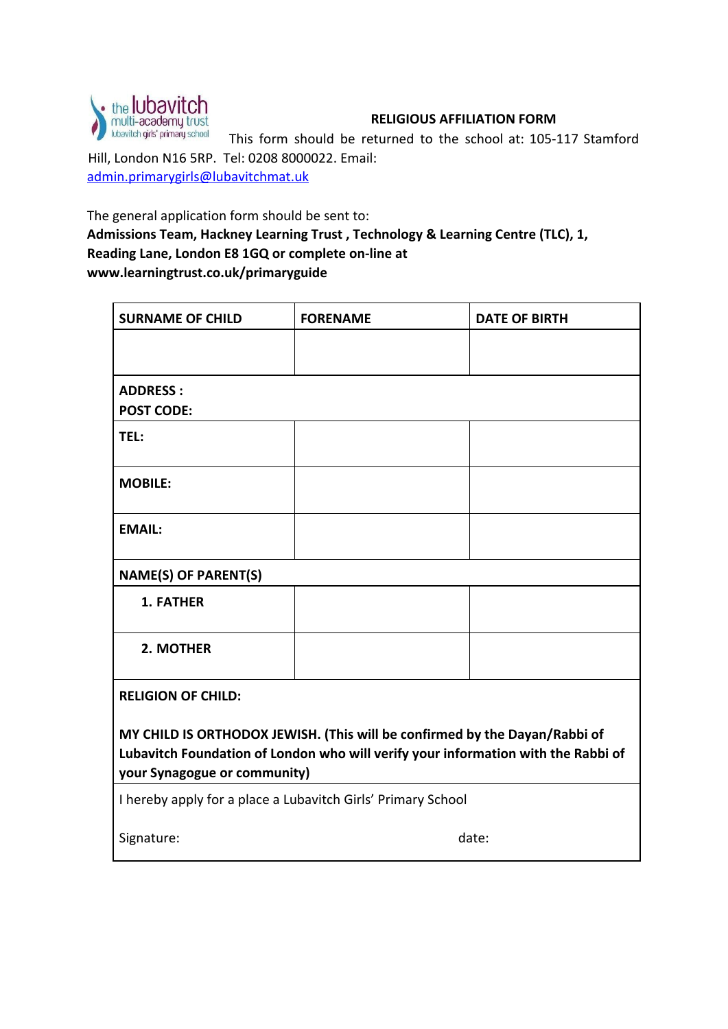the lubavitch multi-academy trust
lubavitch girls' primary school

**RELIGIOUS AFFILIATION FORM**

This form should be returned to the school at: 105-117 Stamford Hill, London N16 5RP. Tel: 0208 8000022. Email: admin.primarygirls@lubavitchmat.uk

The general application form should be sent to:
**Admissions Team, Hackney Learning Trust , Technology & Learning Centre (TLC), 1, Reading Lane, London E8 1GQ or complete on-line at www.learningtrust.co.uk/primaryguide**

| **SURNAME OF CHILD** | **FORENAME** | **DATE OF BIRTH** |
|---|---|---|
| | | |
| **ADDRESS :**<br>**POST CODE:** | | |
| **TEL:** | | |
| **MOBILE:** | | |
| **EMAIL:** | | |
| **NAME(S) OF PARENT(S)** | | |
| **1. FATHER** | | |
| **2. MOTHER** | | |
| **RELIGION OF CHILD:**<br><br>**MY CHILD IS ORTHODOX JEWISH. (This will be confirmed by the Dayan/Rabbi of Lubavitch Foundation of London who will verify your information with the Rabbi of your Synagogue or community)** | | |
| I hereby apply for a place a Lubavitch Girls' Primary School<br><br>Signature: date: | | |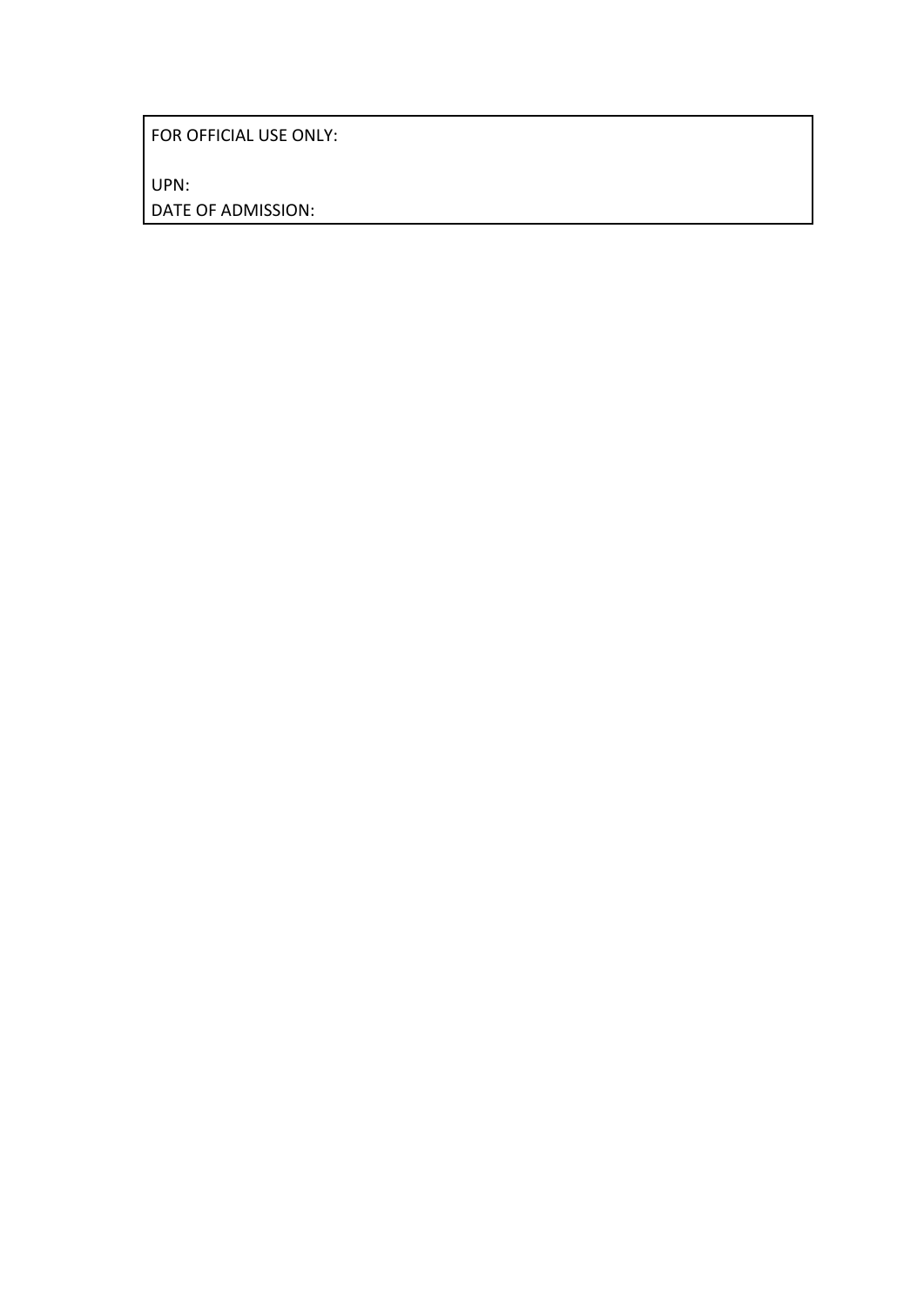FOR OFFICIAL USE ONLY:

UPN:

DATE OF ADMISSION: